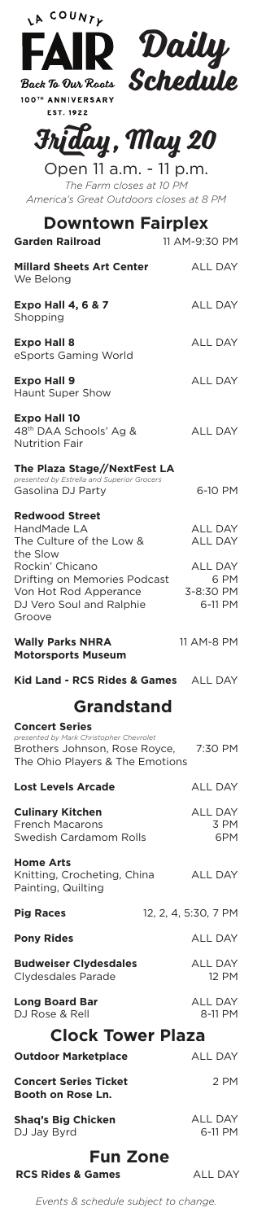LA COUNTY FAIR

Back To Our Roots

100TH ANNIVERSARY

EST. 1922

# Daily Schedule

# Friday, May 20

Open 11 a.m. - 11 p.m.

*The Farm closes at 10 PM*

*America's Great Outdoors closes at 8 PM*

## Downtown Fairplex

| | |
|---|---|
| **Garden Railroad** | 11 AM-9:30 PM |
| **Millard Sheets Art Center**<br>We Belong | ALL DAY |
| **Expo Hall 4, 6 & 7**<br>Shopping | ALL DAY |
| **Expo Hall 8**<br>eSports Gaming World | ALL DAY |
| **Expo Hall 9**<br>Haunt Super Show | ALL DAY |
| **Expo Hall 10**<br>48th DAA Schools' Ag & Nutrition Fair | ALL DAY |
| **The Plaza Stage//NextFest LA**<br>*presented by Estrella and Superior Grocers*<br>Gasolina DJ Party | 6-10 PM |
| **Redwood Street**<br>HandMade LA<br>The Culture of the Low & the Slow<br>Rockin' Chicano<br>Drifting on Memories Podcast<br>Von Hot Rod Apperance<br>DJ Vero Soul and Ralphie Groove | <br>ALL DAY<br>ALL DAY<br><br>ALL DAY<br>6 PM<br>3-8:30 PM<br>6-11 PM |
| **Wally Parks NHRA Motorsports Museum** | 11 AM-8 PM |
| **Kid Land - RCS Rides & Games** | ALL DAY |

## Grandstand

| | |
|---|---|
| **Concert Series**<br>*presented by Mark Christopher Chevrolet*<br>Brothers Johnson, Rose Royce, The Ohio Players & The Emotions | 7:30 PM |
| **Lost Levels Arcade** | ALL DAY |
| **Culinary Kitchen**<br>French Macarons<br>Swedish Cardamom Rolls | ALL DAY<br>3 PM<br>6PM |
| **Home Arts**<br>Knitting, Crocheting, China Painting, Quilting | ALL DAY |
| **Pig Races** | 12, 2, 4, 5:30, 7 PM |
| **Pony Rides** | ALL DAY |
| **Budweiser Clydesdales**<br>Clydesdales Parade | ALL DAY<br>12 PM |
| **Long Board Bar**<br>DJ Rose & Rell | ALL DAY<br>8-11 PM |

## Clock Tower Plaza

| | |
|---|---|
| **Outdoor Marketplace** | ALL DAY |
| **Concert Series Ticket Booth on Rose Ln.** | 2 PM |
| **Shaq's Big Chicken**<br>DJ Jay Byrd | ALL DAY<br>6-11 PM |

## Fun Zone

| | |
|---|---|
| **RCS Rides & Games** | ALL DAY |

*Events & schedule subject to change.*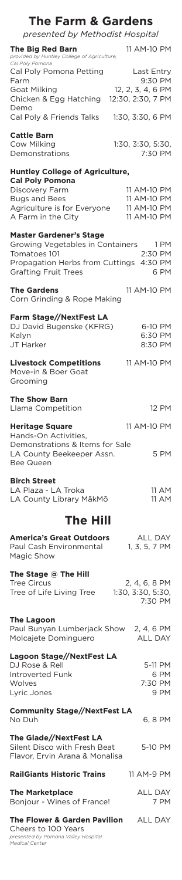# The Farm & Gardens

*presented by Methodist Hospital*

**The Big Red Barn** 11 AM-10 PM
*provided by Huntley College of Agriculture, Cal Poly Pomona*

Cal Poly Pomona Petting Farm — Last Entry 9:30 PM
Goat Milking — 12, 2, 3, 4, 6 PM
Chicken & Egg Hatching Demo — 12:30, 2:30, 7 PM
Cal Poly & Friends Talks — 1:30, 3:30, 6 PM

**Cattle Barn**
Cow Milking Demonstrations — 1:30, 3:30, 5:30, 7:30 PM

**Huntley College of Agriculture, Cal Poly Pomona**
Discovery Farm — 11 AM-10 PM
Bugs and Bees — 11 AM-10 PM
Agriculture is for Everyone — 11 AM-10 PM
A Farm in the City — 11 AM-10 PM

**Master Gardener's Stage**
Growing Vegetables in Containers — 1 PM
Tomatoes 101 — 2:30 PM
Propagation Herbs from Cuttings — 4:30 PM
Grafting Fruit Trees — 6 PM

**The Gardens** 11 AM-10 PM
Corn Grinding & Rope Making

**Farm Stage//NextFest LA**
DJ David Bugenske (KFRG) — 6-10 PM
Kalyn — 6:30 PM
JT Harker — 8:30 PM

**Livestock Competitions** 11 AM-10 PM
Move-in & Boer Goat Grooming

**The Show Barn**
Llama Competition — 12 PM

**Heritage Square** 11 AM-10 PM
Hands-On Activities, Demonstrations & Items for Sale
LA County Beekeeper Assn. Bee Queen — 5 PM

**Birch Street**
LA Plaza - LA Troka — 11 AM
LA County Library MākMō — 11 AM

# The Hill

**America's Great Outdoors** ALL DAY
Paul Cash Environmental Magic Show — 1, 3, 5, 7 PM

**The Stage @ The Hill**
Tree Circus — 2, 4, 6, 8 PM
Tree of Life Living Tree — 1:30, 3:30, 5:30, 7:30 PM

**The Lagoon**
Paul Bunyan Lumberjack Show — 2, 4, 6 PM
Molcajete Dominguero — ALL DAY

**Lagoon Stage//NextFest LA**
DJ Rose & Rell — 5-11 PM
Introverted Funk — 6 PM
Wolves — 7:30 PM
Lyric Jones — 9 PM

**Community Stage//NextFest LA**
No Duh — 6, 8 PM

**The Glade//NextFest LA**
Silent Disco with Fresh Beat Flavor, Ervin Arana & Monalisa — 5-10 PM

**RailGiants Historic Trains** 11 AM-9 PM

**The Marketplace** ALL DAY
Bonjour - Wines of France! — 7 PM

**The Flower & Garden Pavilion** ALL DAY
Cheers to 100 Years
*presented by Pomona Valley Hospital Medical Center*